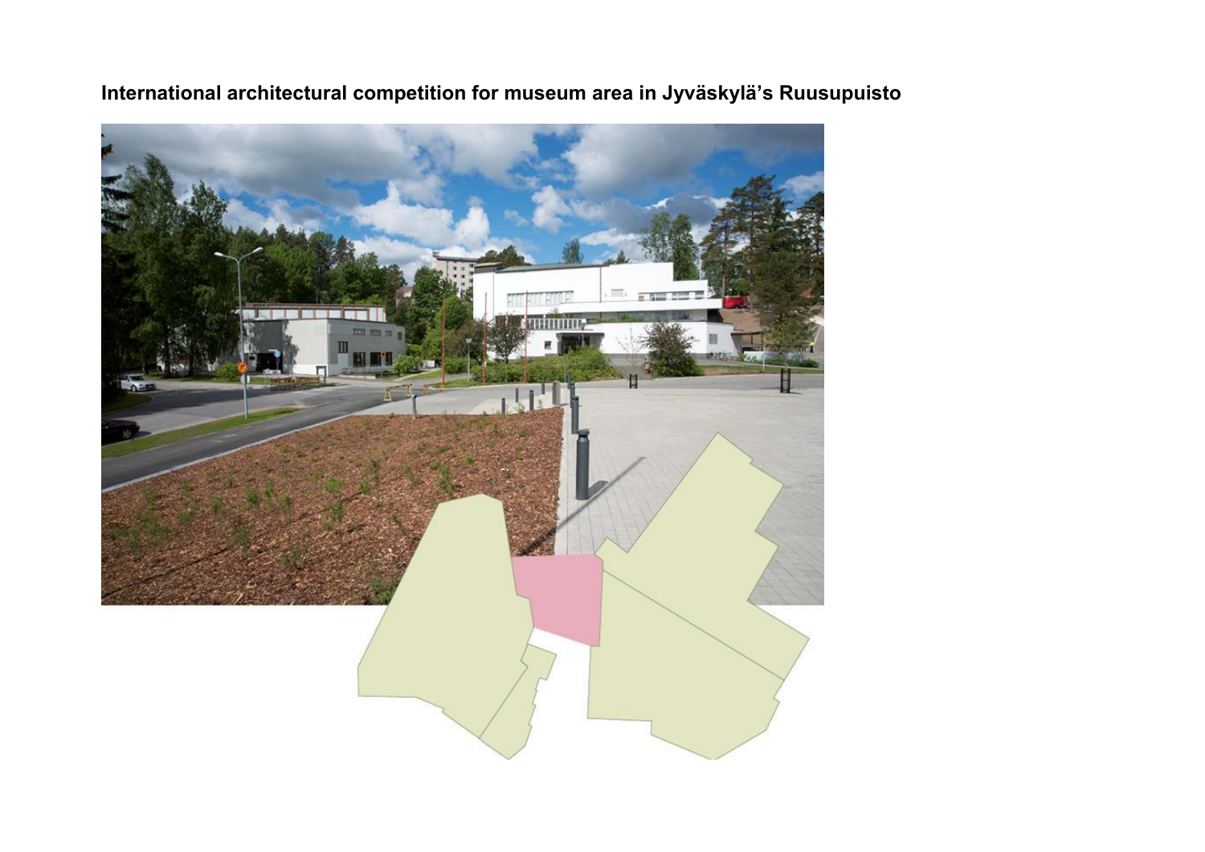**International architectural competition for museum area in Jyväskylä's Ruusupuisto**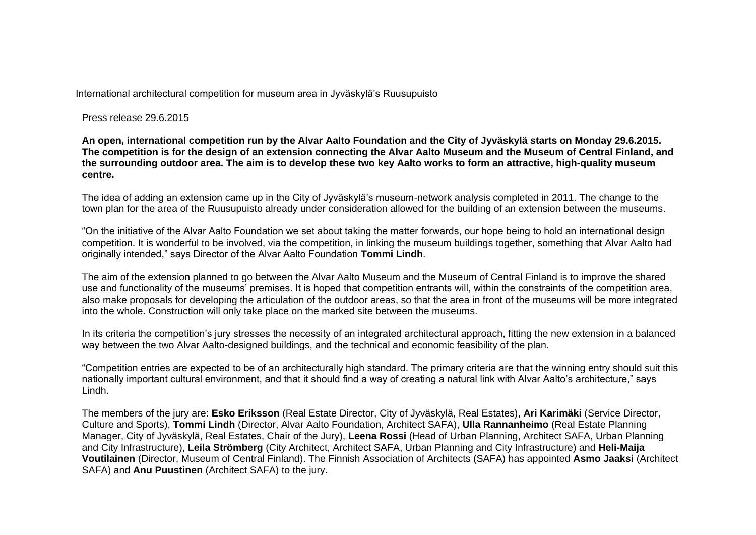International architectural competition for museum area in Jyväskylä's Ruusupuisto

Press release 29.6.2015

**An open, international competition run by the Alvar Aalto Foundation and the City of Jyväskylä starts on Monday 29.6.2015. The competition is for the design of an extension connecting the Alvar Aalto Museum and the Museum of Central Finland, and the surrounding outdoor area. The aim is to develop these two key Aalto works to form an attractive, high-quality museum centre.**

The idea of adding an extension came up in the City of Jyväskylä's museum-network analysis completed in 2011. The change to the town plan for the area of the Ruusupuisto already under consideration allowed for the building of an extension between the museums.

"On the initiative of the Alvar Aalto Foundation we set about taking the matter forwards, our hope being to hold an international design competition. It is wonderful to be involved, via the competition, in linking the museum buildings together, something that Alvar Aalto had originally intended," says Director of the Alvar Aalto Foundation **Tommi Lindh**.

The aim of the extension planned to go between the Alvar Aalto Museum and the Museum of Central Finland is to improve the shared use and functionality of the museums' premises. It is hoped that competition entrants will, within the constraints of the competition area, also make proposals for developing the articulation of the outdoor areas, so that the area in front of the museums will be more integrated into the whole. Construction will only take place on the marked site between the museums.

In its criteria the competition's jury stresses the necessity of an integrated architectural approach, fitting the new extension in a balanced way between the two Alvar Aalto-designed buildings, and the technical and economic feasibility of the plan.

"Competition entries are expected to be of an architecturally high standard. The primary criteria are that the winning entry should suit this nationally important cultural environment, and that it should find a way of creating a natural link with Alvar Aalto's architecture," says Lindh.

The members of the jury are: **Esko Eriksson** (Real Estate Director, City of Jyväskylä, Real Estates), **Ari Karimäki** (Service Director, Culture and Sports), **Tommi Lindh** (Director, Alvar Aalto Foundation, Architect SAFA), **Ulla Rannanheimo** (Real Estate Planning Manager, City of Jyväskylä, Real Estates, Chair of the Jury), **Leena Rossi** (Head of Urban Planning, Architect SAFA, Urban Planning and City Infrastructure), **Leila Strömberg** (City Architect, Architect SAFA, Urban Planning and City Infrastructure) and **Heli-Maija Voutilainen** (Director, Museum of Central Finland). The Finnish Association of Architects (SAFA) has appointed **Asmo Jaaksi** (Architect SAFA) and **Anu Puustinen** (Architect SAFA) to the jury.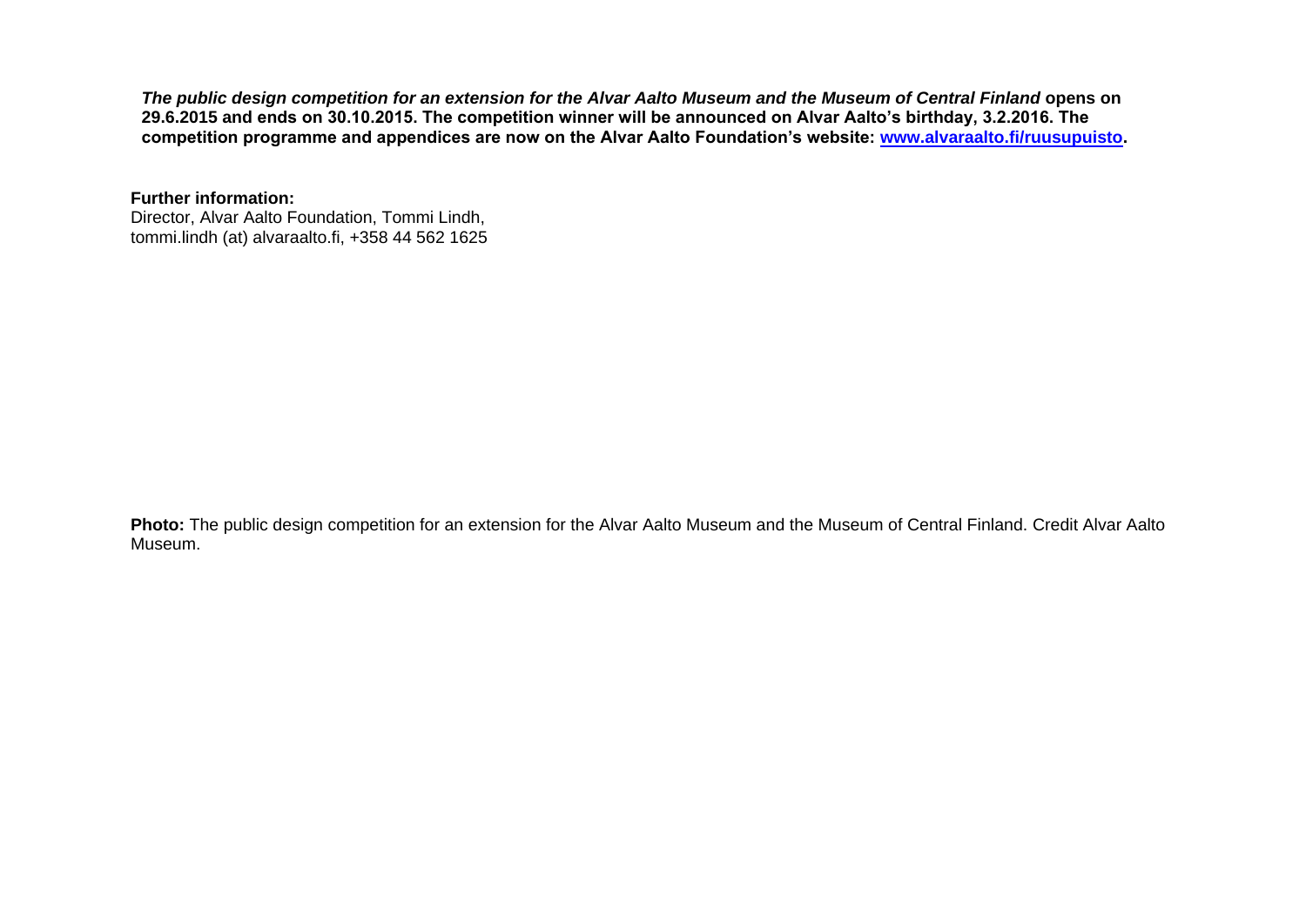***The public design competition for an extension for the Alvar Aalto Museum and the Museum of Central Finland* opens on 29.6.2015 and ends on 30.10.2015. The competition winner will be announced on Alvar Aalto's birthday, 3.2.2016. The competition programme and appendices are now on the Alvar Aalto Foundation's website: [www.alvaraalto.fi/ruusupuisto](www.alvaraalto.fi/ruusupuisto).**

**Further information:**
Director, Alvar Aalto Foundation, Tommi Lindh,
tommi.lindh (at) alvaraalto.fi, +358 44 562 1625

**Photo:** The public design competition for an extension for the Alvar Aalto Museum and the Museum of Central Finland. Credit Alvar Aalto Museum.